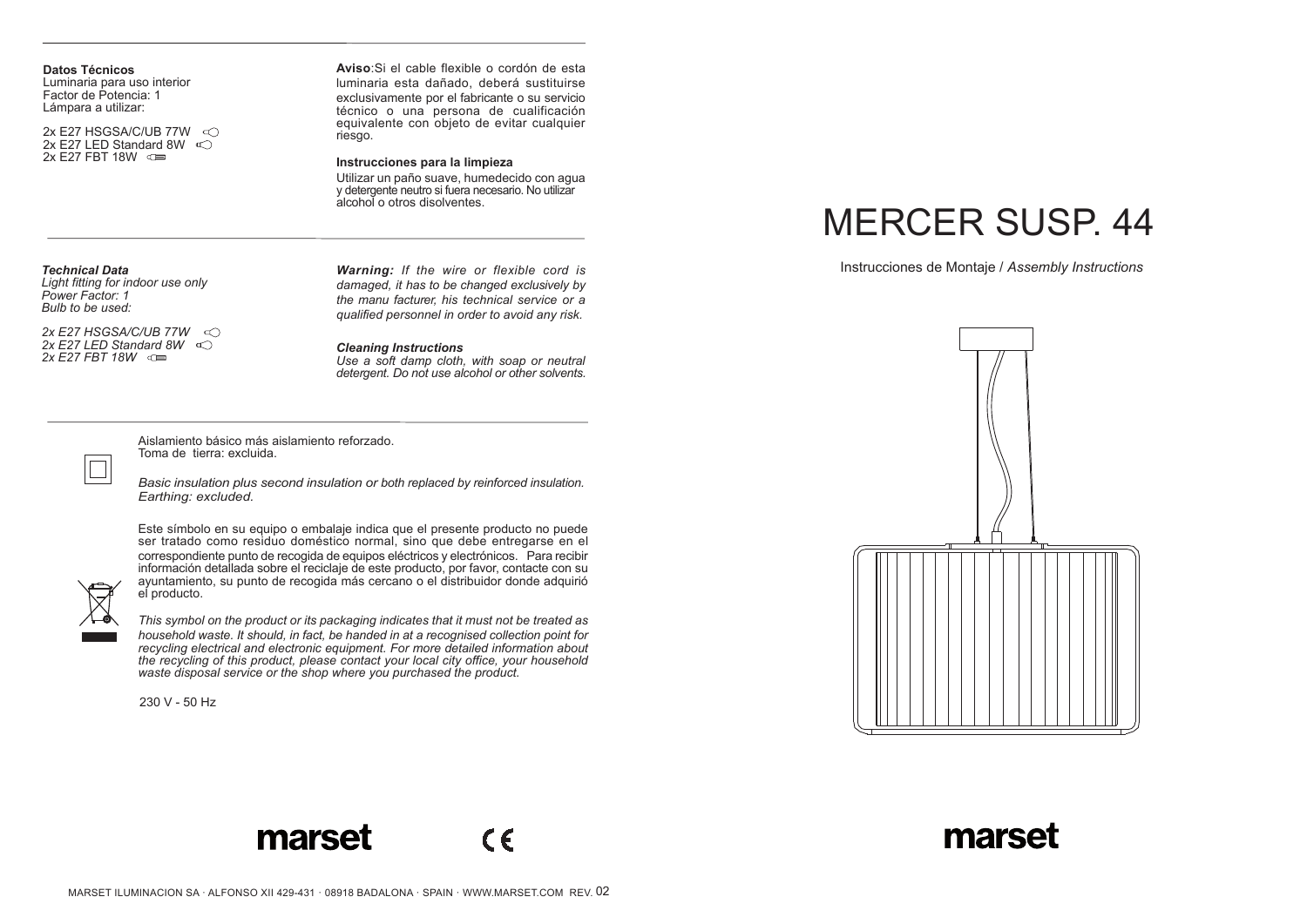**Datos Técnicos**
Luminaria para uso interior
Factor de Potencia: 1
Lámpara a utilizar:

2x E27 HSGSA/C/UB 77W
2x E27 LED Standard 8W
2x E27 FBT 18W

**Aviso**:Si el cable flexible o cordón de esta luminaria esta dañado, deberá sustituirse exclusivamente por el fabricante o su servicio técnico o una persona de cualificación equivalente con objeto de evitar cualquier riesgo.

**Instrucciones para la limpieza**

Utilizar un paño suave, humedecido con agua y detergente neutro si fuera necesario. No utilizar alcohol o otros disolventes.

***Technical Data***
*Light fitting for indoor use only*
*Power Factor: 1*
*Bulb to be used:*

*2x E27 HSGSA/C/UB 77W*
*2x E27 LED Standard 8W*
*2x E27 FBT 18W*

***Warning:*** *If the wire or flexible cord is damaged, it has to be changed exclusively by the manu facturer, his technical service or a qualified personnel in order to avoid any risk.*

***Cleaning Instructions***
*Use a soft damp cloth, with soap or neutral detergent. Do not use alcohol or other solvents.*

Aislamiento básico más aislamiento reforzado.
Toma de tierra: excluida.

*Basic insulation plus second insulation or both replaced by reinforced insulation.*
*Earthing: excluded.*

Este símbolo en su equipo o embalaje indica que el presente producto no puede ser tratado como residuo doméstico normal, sino que debe entregarse en el correspondiente punto de recogida de equipos eléctricos y electrónicos. Para recibir información detallada sobre el reciclaje de este producto, por favor, contacte con su ayuntamiento, su punto de recogida más cercano o el distribuidor donde adquirió el producto.

*This symbol on the product or its packaging indicates that it must not be treated as household waste. It should, in fact, be handed in at a recognised collection point for recycling electrical and electronic equipment. For more detailed information about the recycling of this product, please contact your local city office, your household waste disposal service or the shop where you purchased the product.*

230 V - 50 Hz

marset

CE

MARSET ILUMINACION SA · ALFONSO XII 429-431 · 08918 BADALONA · SPAIN · WWW.MARSET.COM REV. 02

# MERCER SUSP. 44

Instrucciones de Montaje / *Assembly Instructions*

marset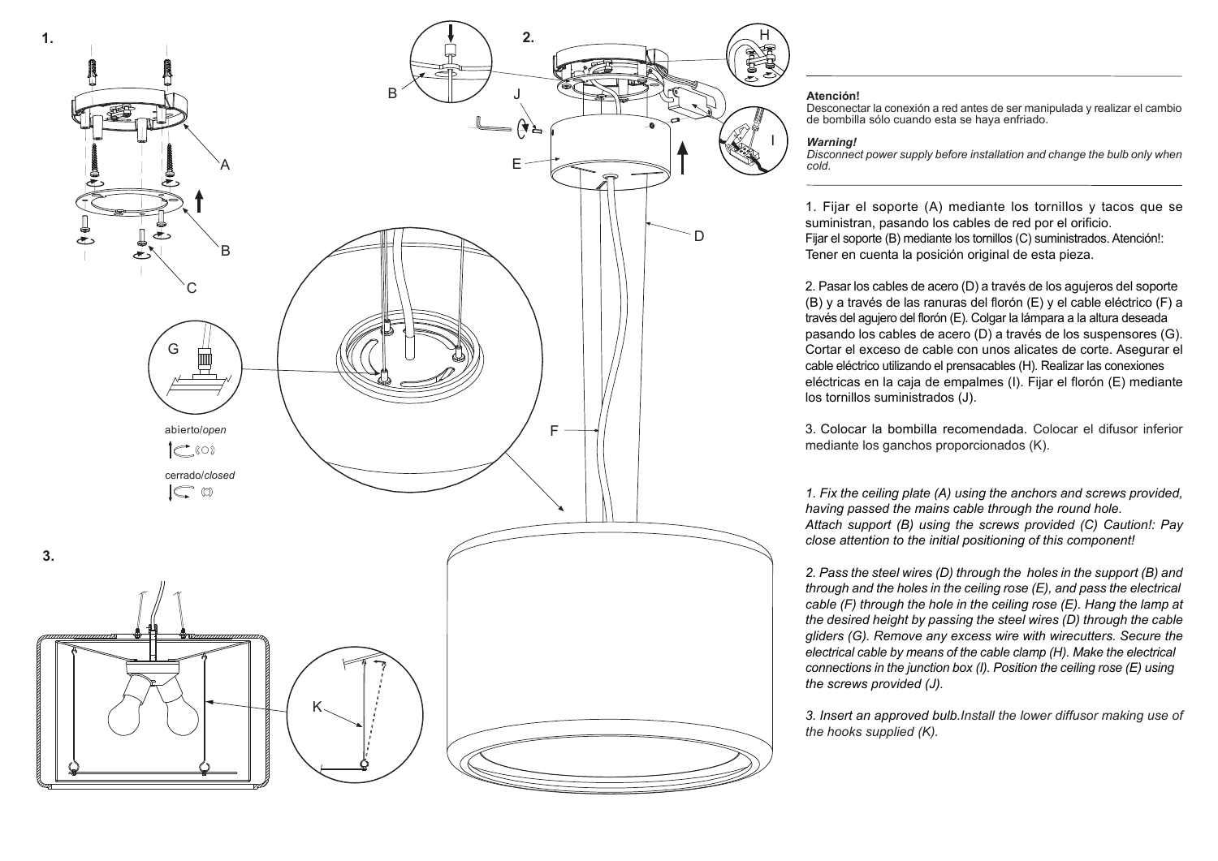**Atención!**
Desconectar la conexión a red antes de ser manipulada y realizar el cambio de bombilla sólo cuando esta se haya enfriado.

***Warning!***
*Disconnect power supply before installation and change the bulb only when cold.*

1. Fijar el soporte (A) mediante los tornillos y tacos que se suministran, pasando los cables de red por el orificio.
Fijar el soporte (B) mediante los tornillos (C) suministrados. Atención!: Tener en cuenta la posición original de esta pieza.

2. Pasar los cables de acero (D) a través de los agujeros del soporte (B) y a través de las ranuras del florón (E) y el cable eléctrico (F) a través del agujero del florón (E). Colgar la lámpara a la altura deseada pasando los cables de acero (D) a través de los suspensores (G). Cortar el exceso de cable con unos alicates de corte. Asegurar el cable eléctrico utilizando el prensacables (H). Realizar las conexiones eléctricas en la caja de empalmes (I). Fijar el florón (E) mediante los tornillos suministrados (J).

3. Colocar la bombilla recomendada. Colocar el difusor inferior mediante los ganchos proporcionados (K).

*1. Fix the ceiling plate (A) using the anchors and screws provided, having passed the mains cable through the round hole.*
*Attach support (B) using the screws provided (C) Caution!: Pay close attention to the initial positioning of this component!*

*2. Pass the steel wires (D) through the holes in the support (B) and through and the holes in the ceiling rose (E), and pass the electrical cable (F) through the hole in the ceiling rose (E). Hang the lamp at the desired height by passing the steel wires (D) through the cable gliders (G). Remove any excess wire with wirecutters. Secure the electrical cable by means of the cable clamp (H). Make the electrical connections in the junction box (I). Position the ceiling rose (E) using the screws provided (J).*

*3. Insert an approved bulb.Install the lower diffusor making use of the hooks supplied (K).*